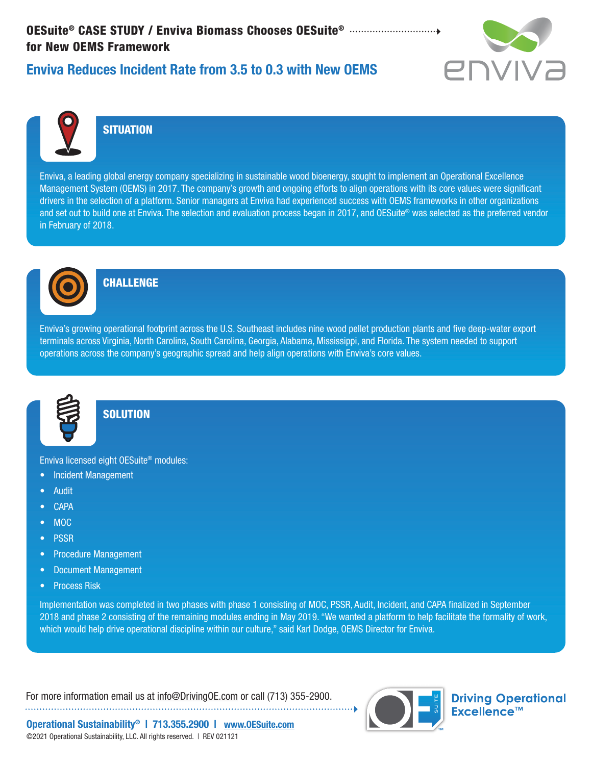**OESuite® CASE STUDY / Enviva Biomass Chooses OESuite® for New OEMS Framework**

# Enviva Reduces Incident Rate from 3.5 to 0.3 with New OEMS

## SITUATION

Enviva, a leading global energy company specializing in sustainable wood bioenergy, sought to implement an Operational Excellence Management System (OEMS) in 2017. The company's growth and ongoing efforts to align operations with its core values were significant drivers in the selection of a platform. Senior managers at Enviva had experienced success with OEMS frameworks in other organizations and set out to build one at Enviva. The selection and evaluation process began in 2017, and OESuite® was selected as the preferred vendor in February of 2018.

## CHALLENGE

Enviva's growing operational footprint across the U.S. Southeast includes nine wood pellet production plants and five deep-water export terminals across Virginia, North Carolina, South Carolina, Georgia, Alabama, Mississippi, and Florida. The system needed to support operations across the company's geographic spread and help align operations with Enviva's core values.

## SOLUTION

Enviva licensed eight OESuite® modules:

- Incident Management
- Audit
- CAPA
- MOC
- PSSR
- Procedure Management
- Document Management
- Process Risk

Implementation was completed in two phases with phase 1 consisting of MOC, PSSR, Audit, Incident, and CAPA finalized in September 2018 and phase 2 consisting of the remaining modules ending in May 2019. "We wanted a platform to help facilitate the formality of work, which would help drive operational discipline within our culture," said Karl Dodge, OEMS Director for Enviva.

For more information email us at info@DrivingOE.com or call (713) 355-2900.

Driving Operational Excellence™

**Operational Sustainability® | 713.355.2900 | www.OESuite.com**

©2021 Operational Sustainability, LLC. All rights reserved. | REV 021121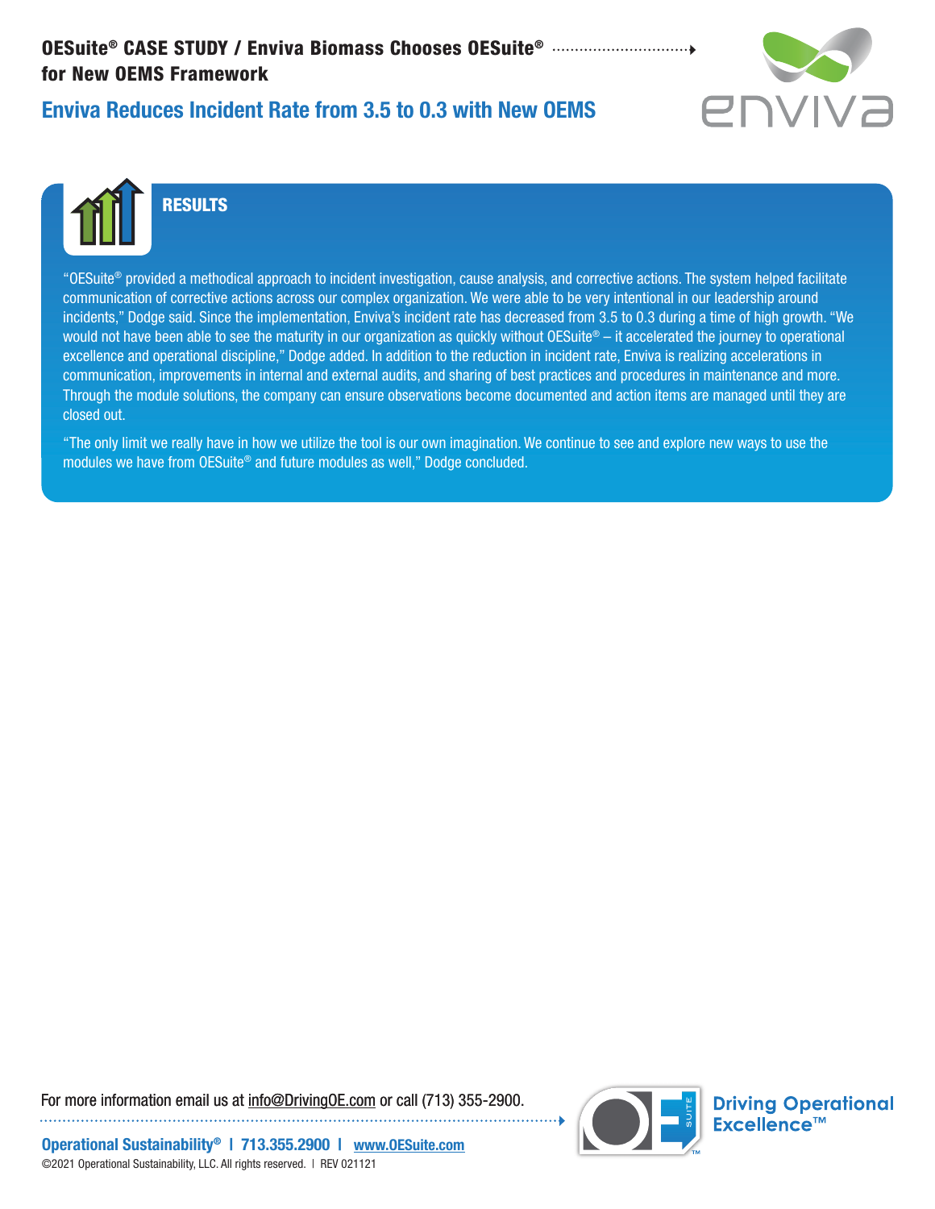OESuite® CASE STUDY / Enviva Biomass Chooses OESuite® for New OEMS Framework

## Enviva Reduces Incident Rate from 3.5 to 0.3 with New OEMS

### RESULTS

"OESuite® provided a methodical approach to incident investigation, cause analysis, and corrective actions. The system helped facilitate communication of corrective actions across our complex organization. We were able to be very intentional in our leadership around incidents," Dodge said. Since the implementation, Enviva's incident rate has decreased from 3.5 to 0.3 during a time of high growth. "We would not have been able to see the maturity in our organization as quickly without OESuite® – it accelerated the journey to operational excellence and operational discipline," Dodge added. In addition to the reduction in incident rate, Enviva is realizing accelerations in communication, improvements in internal and external audits, and sharing of best practices and procedures in maintenance and more. Through the module solutions, the company can ensure observations become documented and action items are managed until they are closed out.

"The only limit we really have in how we utilize the tool is our own imagination. We continue to see and explore new ways to use the modules we have from OESuite® and future modules as well," Dodge concluded.

For more information email us at info@DrivingOE.com or call (713) 355-2900.

Driving Operational Excellence™

**Operational Sustainability® | 713.355.2900 | www.OESuite.com**

©2021 Operational Sustainability, LLC. All rights reserved. | REV 021121